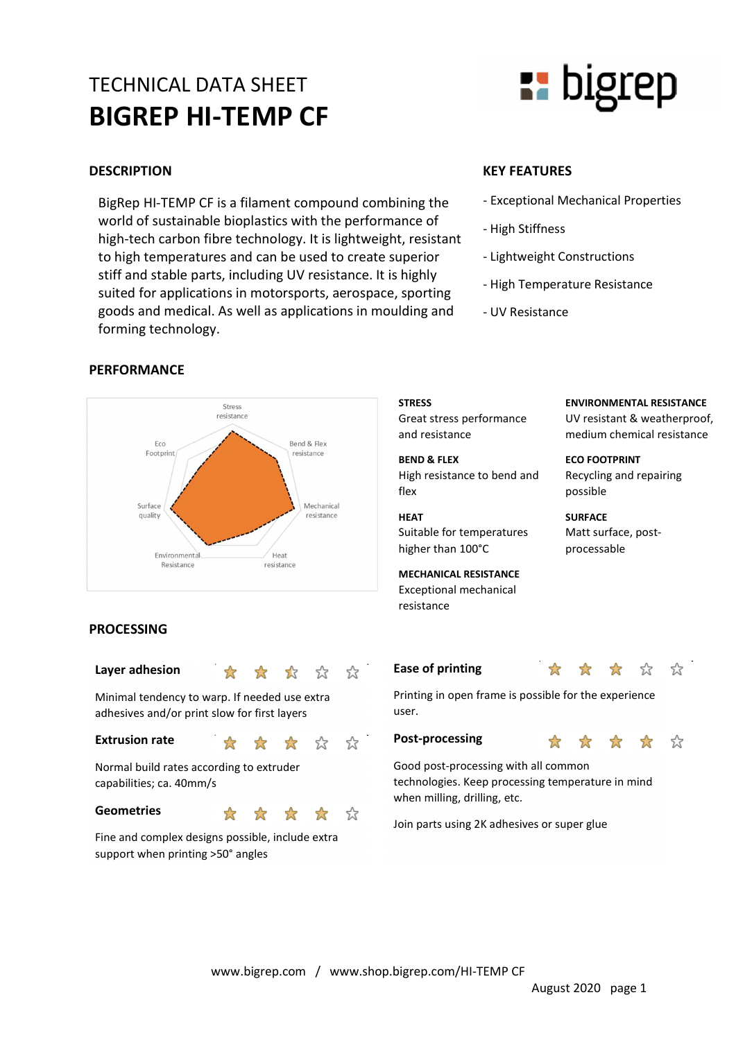TECHNICAL DATA SHEET

# BIGREP HI-TEMP CF

## DESCRIPTION

BigRep HI-TEMP CF is a filament compound combining the world of sustainable bioplastics with the performance of high-tech carbon fibre technology. It is lightweight, resistant to high temperatures and can be used to create superior stiff and stable parts, including UV resistance. It is highly suited for applications in motorsports, aerospace, sporting goods and medical. As well as applications in moulding and forming technology.

## KEY FEATURES

- Exceptional Mechanical Properties
- High Stiffness
- Lightweight Constructions
- High Temperature Resistance
- UV Resistance

## PERFORMANCE

Stress resistance, Bend & Flex resistance, Mechanical resistance, Heat resistance, Environmental Resistance, Surface quality, Eco Footprint

**STRESS**
Great stress performance and resistance

**BEND & FLEX**
High resistance to bend and flex

**HEAT**
Suitable for temperatures higher than 100°C

**MECHANICAL RESISTANCE**
Exceptional mechanical resistance

**ENVIRONMENTAL RESISTANCE**
UV resistant & weatherproof, medium chemical resistance

**ECO FOOTPRINT**
Recycling and repairing possible

**SURFACE**
Matt surface, post-processable

## PROCESSING

**Layer adhesion** ★★½☆☆

Minimal tendency to warp. If needed use extra adhesives and/or print slow for first layers

**Extrusion rate** ★★★☆☆

Normal build rates according to extruder capabilities; ca. 40mm/s

**Geometries** ★★★★☆

Fine and complex designs possible, include extra support when printing >50° angles

**Ease of printing** ★★★☆☆

Printing in open frame is possible for the experience user.

**Post-processing** ★★★★☆

Good post-processing with all common technologies. Keep processing temperature in mind when milling, drilling, etc.

Join parts using 2K adhesives or super glue

www.bigrep.com / www.shop.bigrep.com/HI-TEMP CF

August 2020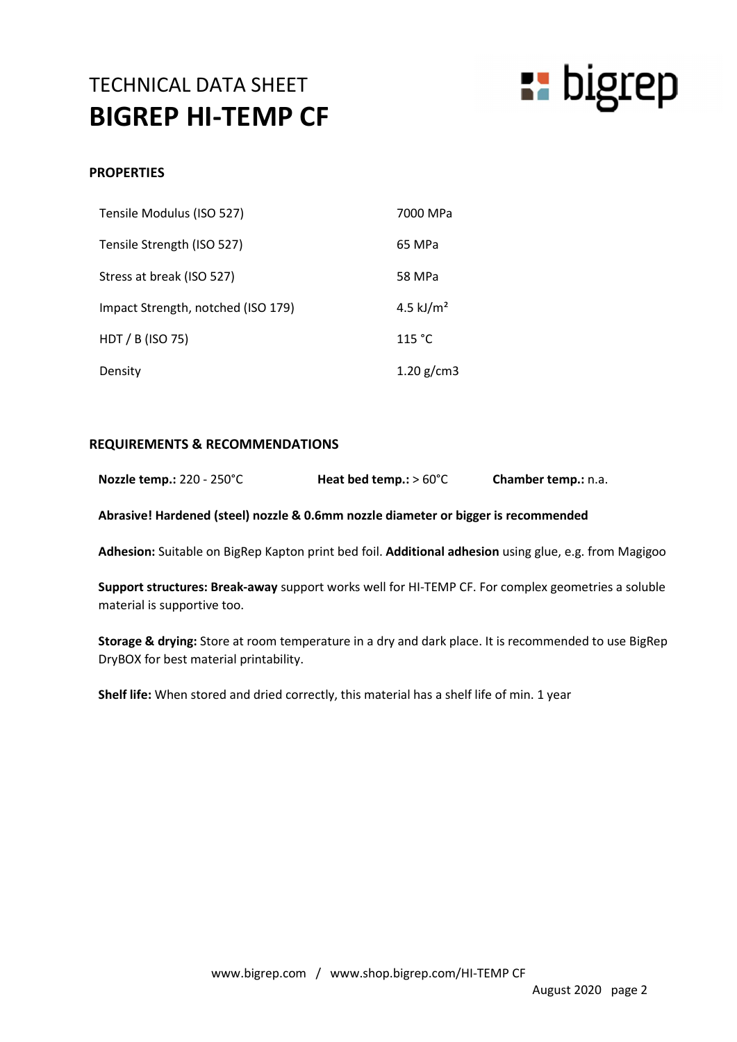TECHNICAL DATA SHEET

# BIGREP HI-TEMP CF

## PROPERTIES

| | |
|---|---|
| Tensile Modulus (ISO 527) | 7000 MPa |
| Tensile Strength (ISO 527) | 65 MPa |
| Stress at break (ISO 527) | 58 MPa |
| Impact Strength, notched (ISO 179) | 4.5 kJ/m² |
| HDT / B (ISO 75) | 115 °C |
| Density | 1.20 g/cm3 |

## REQUIREMENTS & RECOMMENDATIONS

**Nozzle temp.:** 220 - 250°C **Heat bed temp.:** > 60°C **Chamber temp.:** n.a.

**Abrasive! Hardened (steel) nozzle & 0.6mm nozzle diameter or bigger is recommended**

**Adhesion:** Suitable on BigRep Kapton print bed foil. **Additional adhesion** using glue, e.g. from Magigoo

**Support structures: Break-away** support works well for HI-TEMP CF. For complex geometries a soluble material is supportive too.

**Storage & drying:** Store at room temperature in a dry and dark place. It is recommended to use BigRep DryBOX for best material printability.

**Shelf life:** When stored and dried correctly, this material has a shelf life of min. 1 year

www.bigrep.com / www.shop.bigrep.com/HI-TEMP CF

August 2020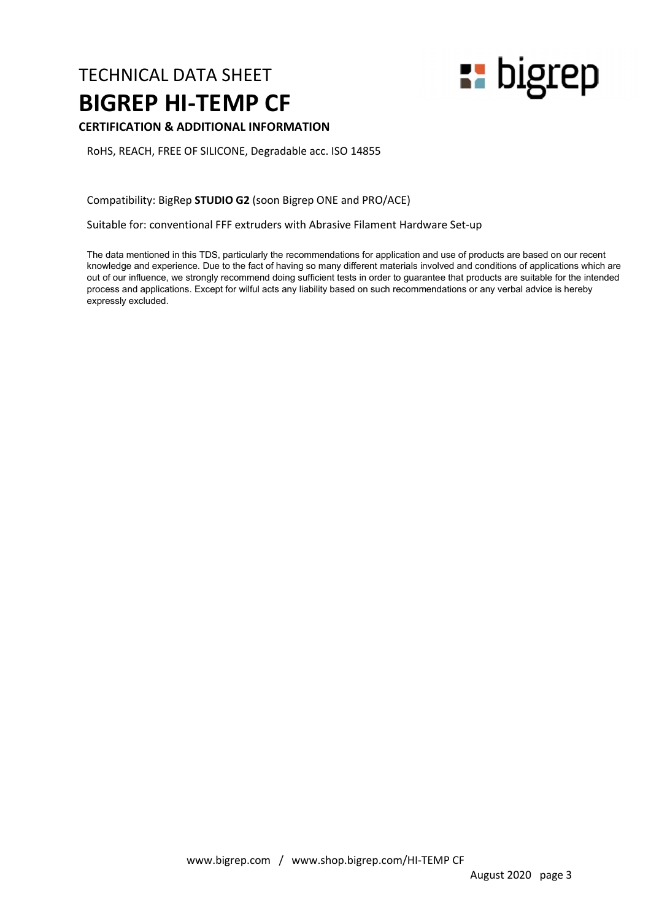TECHNICAL DATA SHEET

# BIGREP HI-TEMP CF

### CERTIFICATION & ADDITIONAL INFORMATION

RoHS, REACH, FREE OF SILICONE, Degradable acc. ISO 14855

Compatibility: BigRep **STUDIO G2** (soon Bigrep ONE and PRO/ACE)

Suitable for: conventional FFF extruders with Abrasive Filament Hardware Set-up

The data mentioned in this TDS, particularly the recommendations for application and use of products are based on our recent knowledge and experience. Due to the fact of having so many different materials involved and conditions of applications which are out of our influence, we strongly recommend doing sufficient tests in order to guarantee that products are suitable for the intended process and applications. Except for wilful acts any liability based on such recommendations or any verbal advice is hereby expressly excluded.

www.bigrep.com / www.shop.bigrep.com/HI-TEMP CF

August 2020